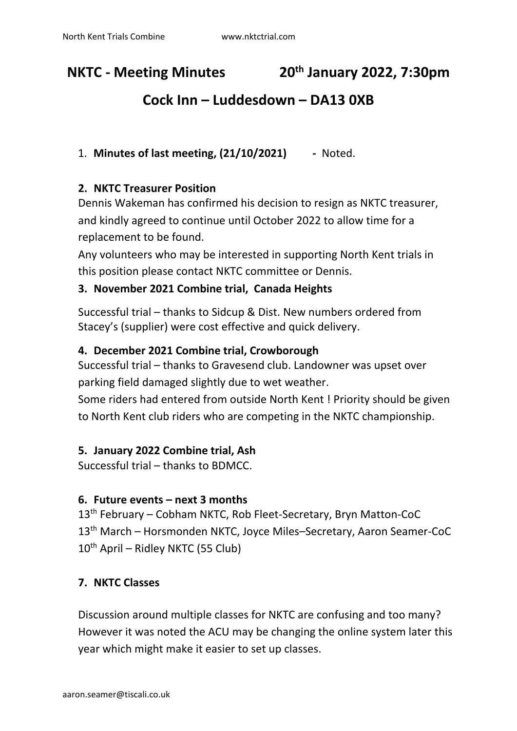# NKTC - Meeting Minutes 20th January 2022, 7:30pm

## Cock Inn – Luddesdown – DA13 0XB

1. **Minutes of last meeting, (21/10/2021)** - Noted.

**2. NKTC Treasurer Position**

Dennis Wakeman has confirmed his decision to resign as NKTC treasurer, and kindly agreed to continue until October 2022 to allow time for a replacement to be found.

Any volunteers who may be interested in supporting North Kent trials in this position please contact NKTC committee or Dennis.

**3. November 2021 Combine trial, Canada Heights**

Successful trial – thanks to Sidcup & Dist. New numbers ordered from Stacey's (supplier) were cost effective and quick delivery.

**4. December 2021 Combine trial, Crowborough**

Successful trial – thanks to Gravesend club. Landowner was upset over parking field damaged slightly due to wet weather.

Some riders had entered from outside North Kent ! Priority should be given to North Kent club riders who are competing in the NKTC championship.

**5. January 2022 Combine trial, Ash**

Successful trial – thanks to BDMCC.

**6. Future events – next 3 months**

13th February – Cobham NKTC, Rob Fleet-Secretary, Bryn Matton-CoC
13th March – Horsmonden NKTC, Joyce Miles–Secretary, Aaron Seamer-CoC
10th April – Ridley NKTC (55 Club)

**7. NKTC Classes**

Discussion around multiple classes for NKTC are confusing and too many? However it was noted the ACU may be changing the online system later this year which might make it easier to set up classes.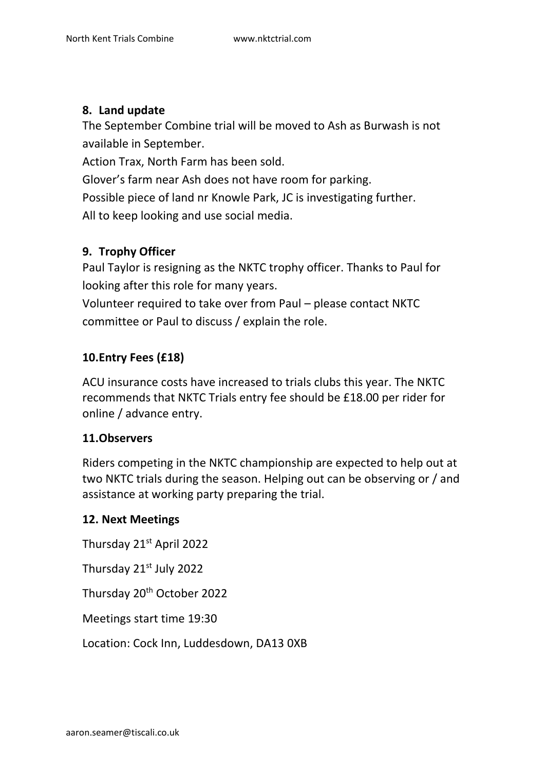## 8. Land update

The September Combine trial will be moved to Ash as Burwash is not available in September.

Action Trax, North Farm has been sold.

Glover's farm near Ash does not have room for parking.

Possible piece of land nr Knowle Park, JC is investigating further.

All to keep looking and use social media.

## 9. Trophy Officer

Paul Taylor is resigning as the NKTC trophy officer. Thanks to Paul for looking after this role for many years.

Volunteer required to take over from Paul – please contact NKTC committee or Paul to discuss / explain the role.

## 10. Entry Fees (£18)

ACU insurance costs have increased to trials clubs this year. The NKTC recommends that NKTC Trials entry fee should be £18.00 per rider for online / advance entry.

## 11. Observers

Riders competing in the NKTC championship are expected to help out at two NKTC trials during the season. Helping out can be observing or / and assistance at working party preparing the trial.

## 12. Next Meetings

Thursday 21st April 2022

Thursday 21st July 2022

Thursday 20th October 2022

Meetings start time 19:30

Location: Cock Inn, Luddesdown, DA13 0XB